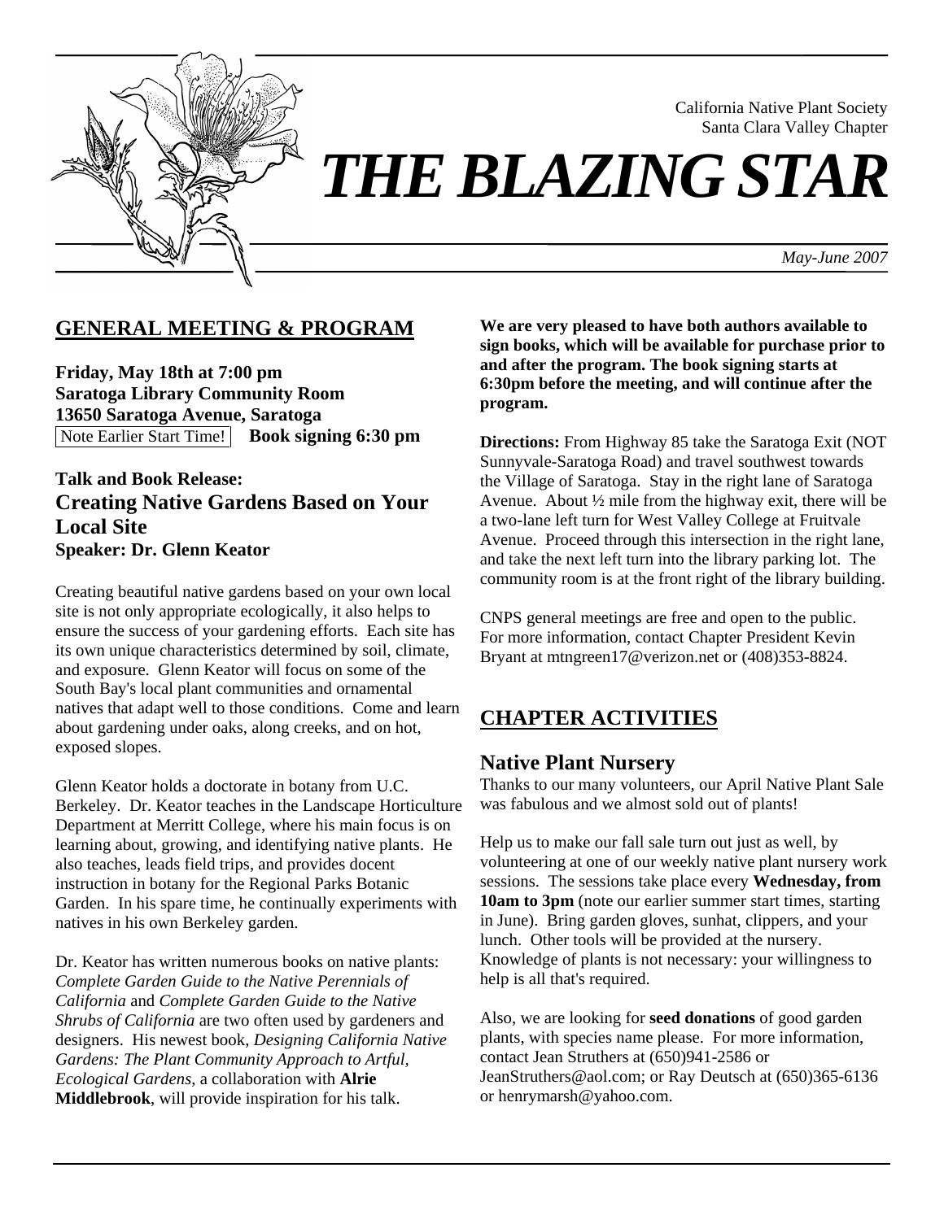California Native Plant Society
Santa Clara Valley Chapter

# *THE BLAZING STAR*

*May-June 2007*

## GENERAL MEETING & PROGRAM

**Friday, May 18th at 7:00 pm**
**Saratoga Library Community Room**
**13650 Saratoga Avenue, Saratoga**
Note Earlier Start Time! **Book signing 6:30 pm**

**Talk and Book Release:**
### Creating Native Gardens Based on Your Local Site
**Speaker: Dr. Glenn Keator**

Creating beautiful native gardens based on your own local site is not only appropriate ecologically, it also helps to ensure the success of your gardening efforts. Each site has its own unique characteristics determined by soil, climate, and exposure. Glenn Keator will focus on some of the South Bay's local plant communities and ornamental natives that adapt well to those conditions. Come and learn about gardening under oaks, along creeks, and on hot, exposed slopes.

Glenn Keator holds a doctorate in botany from U.C. Berkeley. Dr. Keator teaches in the Landscape Horticulture Department at Merritt College, where his main focus is on learning about, growing, and identifying native plants. He also teaches, leads field trips, and provides docent instruction in botany for the Regional Parks Botanic Garden. In his spare time, he continually experiments with natives in his own Berkeley garden.

Dr. Keator has written numerous books on native plants: *Complete Garden Guide to the Native Perennials of California* and *Complete Garden Guide to the Native Shrubs of California* are two often used by gardeners and designers. His newest book, *Designing California Native Gardens: The Plant Community Approach to Artful, Ecological Gardens*, a collaboration with **Alrie Middlebrook**, will provide inspiration for his talk.

**We are very pleased to have both authors available to sign books, which will be available for purchase prior to and after the program. The book signing starts at 6:30pm before the meeting, and will continue after the program.**

**Directions:** From Highway 85 take the Saratoga Exit (NOT Sunnyvale-Saratoga Road) and travel southwest towards the Village of Saratoga. Stay in the right lane of Saratoga Avenue. About ½ mile from the highway exit, there will be a two-lane left turn for West Valley College at Fruitvale Avenue. Proceed through this intersection in the right lane, and take the next left turn into the library parking lot. The community room is at the front right of the library building.

CNPS general meetings are free and open to the public. For more information, contact Chapter President Kevin Bryant at mtngreen17@verizon.net or (408)353-8824.

## CHAPTER ACTIVITIES

### Native Plant Nursery

Thanks to our many volunteers, our April Native Plant Sale was fabulous and we almost sold out of plants!

Help us to make our fall sale turn out just as well, by volunteering at one of our weekly native plant nursery work sessions. The sessions take place every **Wednesday, from 10am to 3pm** (note our earlier summer start times, starting in June). Bring garden gloves, sunhat, clippers, and your lunch. Other tools will be provided at the nursery. Knowledge of plants is not necessary: your willingness to help is all that's required.

Also, we are looking for **seed donations** of good garden plants, with species name please. For more information, contact Jean Struthers at (650)941-2586 or JeanStruthers@aol.com; or Ray Deutsch at (650)365-6136 or henrymarsh@yahoo.com.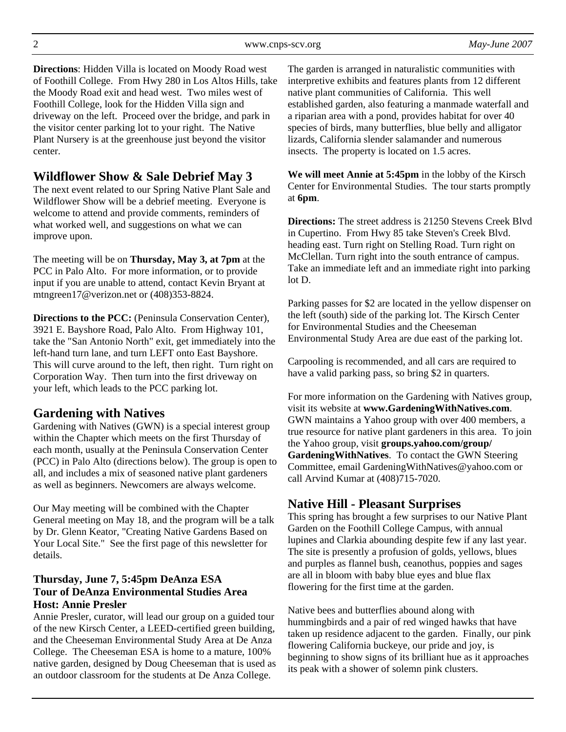**Directions**: Hidden Villa is located on Moody Road west of Foothill College. From Hwy 280 in Los Altos Hills, take the Moody Road exit and head west. Two miles west of Foothill College, look for the Hidden Villa sign and driveway on the left. Proceed over the bridge, and park in the visitor center parking lot to your right. The Native Plant Nursery is at the greenhouse just beyond the visitor center.

## Wildflower Show & Sale Debrief May 3

The next event related to our Spring Native Plant Sale and Wildflower Show will be a debrief meeting. Everyone is welcome to attend and provide comments, reminders of what worked well, and suggestions on what we can improve upon.

The meeting will be on **Thursday, May 3, at 7pm** at the PCC in Palo Alto. For more information, or to provide input if you are unable to attend, contact Kevin Bryant at mtngreen17@verizon.net or (408)353-8824.

**Directions to the PCC:** (Peninsula Conservation Center), 3921 E. Bayshore Road, Palo Alto. From Highway 101, take the "San Antonio North" exit, get immediately into the left-hand turn lane, and turn LEFT onto East Bayshore. This will curve around to the left, then right. Turn right on Corporation Way. Then turn into the first driveway on your left, which leads to the PCC parking lot.

## Gardening with Natives

Gardening with Natives (GWN) is a special interest group within the Chapter which meets on the first Thursday of each month, usually at the Peninsula Conservation Center (PCC) in Palo Alto (directions below). The group is open to all, and includes a mix of seasoned native plant gardeners as well as beginners. Newcomers are always welcome.

Our May meeting will be combined with the Chapter General meeting on May 18, and the program will be a talk by Dr. Glenn Keator, "Creating Native Gardens Based on Your Local Site." See the first page of this newsletter for details.

### Thursday, June 7, 5:45pm DeAnza ESA
### Tour of DeAnza Environmental Studies Area
### Host: Annie Presler

Annie Presler, curator, will lead our group on a guided tour of the new Kirsch Center, a LEED-certified green building, and the Cheeseman Environmental Study Area at De Anza College. The Cheeseman ESA is home to a mature, 100% native garden, designed by Doug Cheeseman that is used as an outdoor classroom for the students at De Anza College. The garden is arranged in naturalistic communities with interpretive exhibits and features plants from 12 different native plant communities of California. This well established garden, also featuring a manmade waterfall and a riparian area with a pond, provides habitat for over 40 species of birds, many butterflies, blue belly and alligator lizards, California slender salamander and numerous insects. The property is located on 1.5 acres.

**We will meet Annie at 5:45pm** in the lobby of the Kirsch Center for Environmental Studies. The tour starts promptly at **6pm**.

**Directions:** The street address is 21250 Stevens Creek Blvd in Cupertino. From Hwy 85 take Steven's Creek Blvd. heading east. Turn right on Stelling Road. Turn right on McClellan. Turn right into the south entrance of campus. Take an immediate left and an immediate right into parking lot D.

Parking passes for $2 are located in the yellow dispenser on the left (south) side of the parking lot. The Kirsch Center for Environmental Studies and the Cheeseman Environmental Study Area are due east of the parking lot.

Carpooling is recommended, and all cars are required to have a valid parking pass, so bring $2 in quarters.

For more information on the Gardening with Natives group, visit its website at **www.GardeningWithNatives.com**. GWN maintains a Yahoo group with over 400 members, a true resource for native plant gardeners in this area. To join the Yahoo group, visit **groups.yahoo.com/group/GardeningWithNatives**. To contact the GWN Steering Committee, email GardeningWithNatives@yahoo.com or call Arvind Kumar at (408)715-7020.

## Native Hill - Pleasant Surprises

This spring has brought a few surprises to our Native Plant Garden on the Foothill College Campus, with annual lupines and Clarkia abounding despite few if any last year. The site is presently a profusion of golds, yellows, blues and purples as flannel bush, ceanothus, poppies and sages are all in bloom with baby blue eyes and blue flax flowering for the first time at the garden.

Native bees and butterflies abound along with hummingbirds and a pair of red winged hawks that have taken up residence adjacent to the garden. Finally, our pink flowering California buckeye, our pride and joy, is beginning to show signs of its brilliant hue as it approaches its peak with a shower of solemn pink clusters.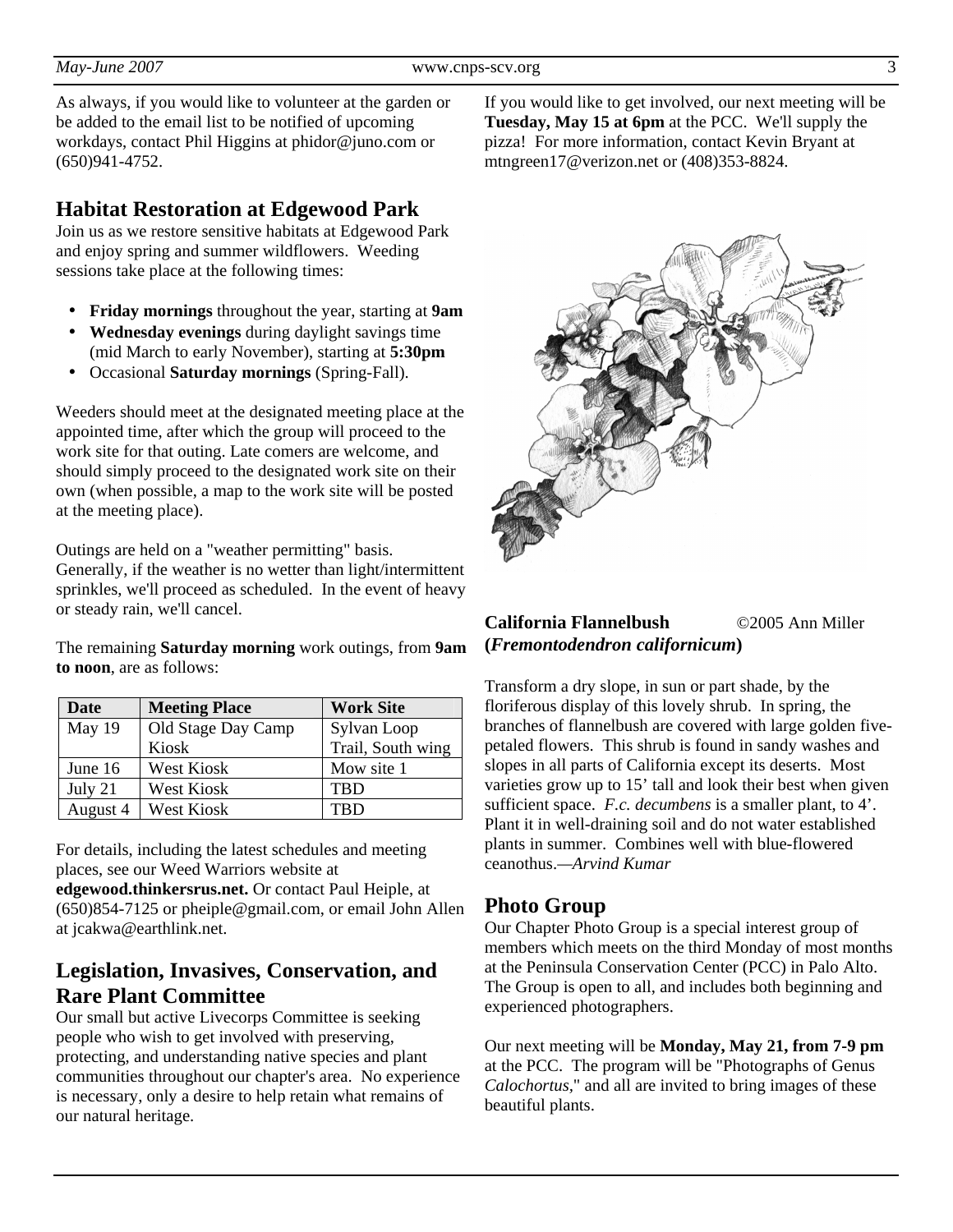As always, if you would like to volunteer at the garden or be added to the email list to be notified of upcoming workdays, contact Phil Higgins at phidor@juno.com or (650)941-4752.

## Habitat Restoration at Edgewood Park

Join us as we restore sensitive habitats at Edgewood Park and enjoy spring and summer wildflowers. Weeding sessions take place at the following times:

- **Friday mornings** throughout the year, starting at **9am**
- **Wednesday evenings** during daylight savings time (mid March to early November), starting at **5:30pm**
- Occasional **Saturday mornings** (Spring-Fall).

Weeders should meet at the designated meeting place at the appointed time, after which the group will proceed to the work site for that outing. Late comers are welcome, and should simply proceed to the designated work site on their own (when possible, a map to the work site will be posted at the meeting place).

Outings are held on a "weather permitting" basis. Generally, if the weather is no wetter than light/intermittent sprinkles, we'll proceed as scheduled. In the event of heavy or steady rain, we'll cancel.

The remaining **Saturday morning** work outings, from **9am to noon**, are as follows:

| Date | Meeting Place | Work Site |
|---|---|---|
| May 19 | Old Stage Day Camp Kiosk | Sylvan Loop Trail, South wing |
| June 16 | West Kiosk | Mow site 1 |
| July 21 | West Kiosk | TBD |
| August 4 | West Kiosk | TBD |

For details, including the latest schedules and meeting places, see our Weed Warriors website at **edgewood.thinkersrus.net.** Or contact Paul Heiple, at (650)854-7125 or pheiple@gmail.com, or email John Allen at jcakwa@earthlink.net.

## Legislation, Invasives, Conservation, and Rare Plant Committee

Our small but active Livecorps Committee is seeking people who wish to get involved with preserving, protecting, and understanding native species and plant communities throughout our chapter's area. No experience is necessary, only a desire to help retain what remains of our natural heritage.

If you would like to get involved, our next meeting will be **Tuesday, May 15 at 6pm** at the PCC. We'll supply the pizza! For more information, contact Kevin Bryant at mtngreen17@verizon.net or (408)353-8824.

**California Flannelbush** ©2005 Ann Miller
**(*Fremontodendron californicum*)**

Transform a dry slope, in sun or part shade, by the floriferous display of this lovely shrub. In spring, the branches of flannelbush are covered with large golden five-petaled flowers. This shrub is found in sandy washes and slopes in all parts of California except its deserts. Most varieties grow up to 15' tall and look their best when given sufficient space. *F.c. decumbens* is a smaller plant, to 4'. Plant it in well-draining soil and do not water established plants in summer. Combines well with blue-flowered ceanothus.—*Arvind Kumar*

## Photo Group

Our Chapter Photo Group is a special interest group of members which meets on the third Monday of most months at the Peninsula Conservation Center (PCC) in Palo Alto. The Group is open to all, and includes both beginning and experienced photographers.

Our next meeting will be **Monday, May 21, from 7-9 pm** at the PCC. The program will be "Photographs of Genus *Calochortus*," and all are invited to bring images of these beautiful plants.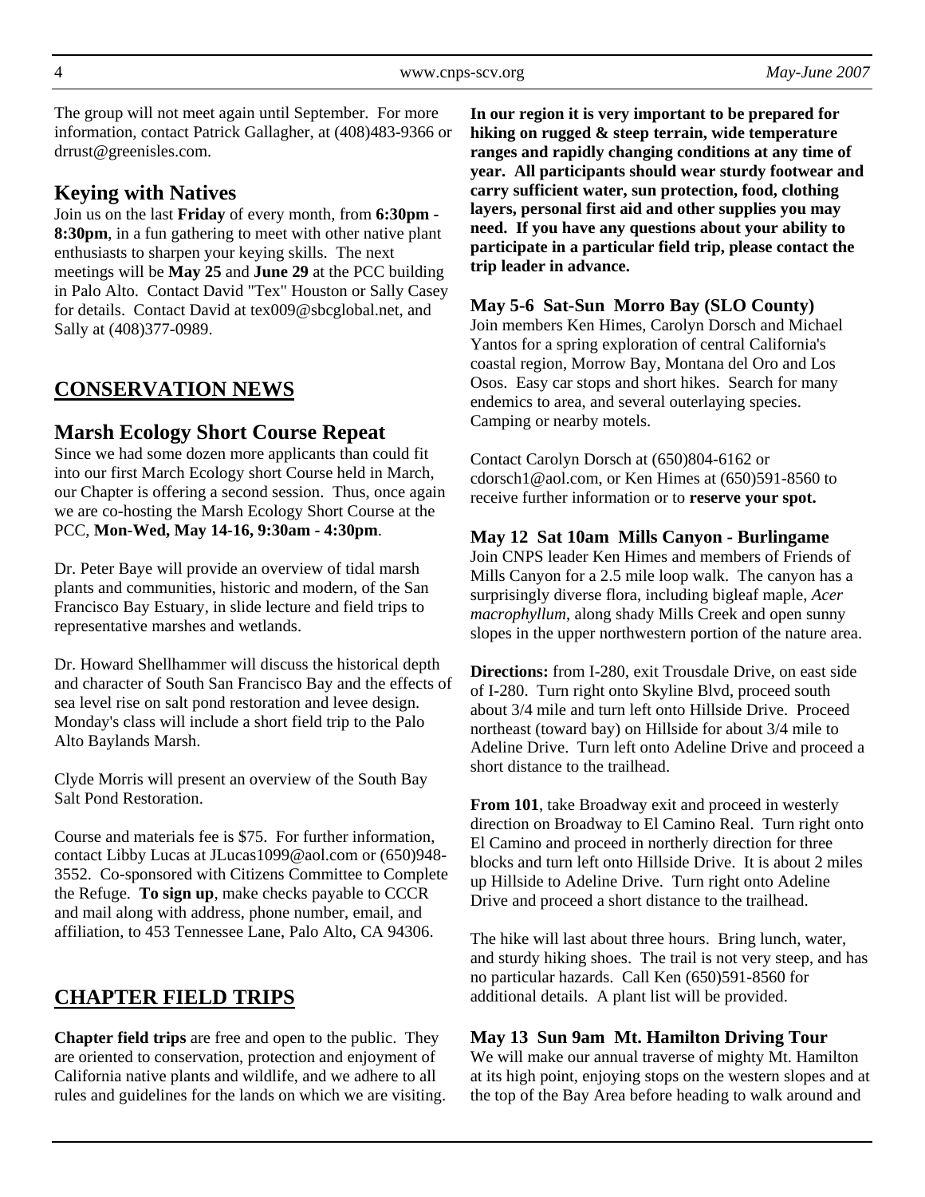The group will not meet again until September. For more information, contact Patrick Gallagher, at (408)483-9366 or drrust@greenisles.com.

## Keying with Natives

Join us on the last **Friday** of every month, from **6:30pm - 8:30pm**, in a fun gathering to meet with other native plant enthusiasts to sharpen your keying skills. The next meetings will be **May 25** and **June 29** at the PCC building in Palo Alto. Contact David "Tex" Houston or Sally Casey for details. Contact David at tex009@sbcglobal.net, and Sally at (408)377-0989.

# CONSERVATION NEWS

## Marsh Ecology Short Course Repeat

Since we had some dozen more applicants than could fit into our first March Ecology short Course held in March, our Chapter is offering a second session. Thus, once again we are co-hosting the Marsh Ecology Short Course at the PCC, **Mon-Wed, May 14-16, 9:30am - 4:30pm**.

Dr. Peter Baye will provide an overview of tidal marsh plants and communities, historic and modern, of the San Francisco Bay Estuary, in slide lecture and field trips to representative marshes and wetlands.

Dr. Howard Shellhammer will discuss the historical depth and character of South San Francisco Bay and the effects of sea level rise on salt pond restoration and levee design. Monday's class will include a short field trip to the Palo Alto Baylands Marsh.

Clyde Morris will present an overview of the South Bay Salt Pond Restoration.

Course and materials fee is $75. For further information, contact Libby Lucas at JLucas1099@aol.com or (650)948-3552. Co-sponsored with Citizens Committee to Complete the Refuge. **To sign up**, make checks payable to CCCR and mail along with address, phone number, email, and affiliation, to 453 Tennessee Lane, Palo Alto, CA 94306.

# CHAPTER FIELD TRIPS

**Chapter field trips** are free and open to the public. They are oriented to conservation, protection and enjoyment of California native plants and wildlife, and we adhere to all rules and guidelines for the lands on which we are visiting. **In our region it is very important to be prepared for hiking on rugged & steep terrain, wide temperature ranges and rapidly changing conditions at any time of year. All participants should wear sturdy footwear and carry sufficient water, sun protection, food, clothing layers, personal first aid and other supplies you may need. If you have any questions about your ability to participate in a particular field trip, please contact the trip leader in advance.**

### May 5-6 Sat-Sun Morro Bay (SLO County)

Join members Ken Himes, Carolyn Dorsch and Michael Yantos for a spring exploration of central California's coastal region, Morrow Bay, Montana del Oro and Los Osos. Easy car stops and short hikes. Search for many endemics to area, and several outerlaying species. Camping or nearby motels.

Contact Carolyn Dorsch at (650)804-6162 or cdorsch1@aol.com, or Ken Himes at (650)591-8560 to receive further information or to **reserve your spot.**

### May 12 Sat 10am Mills Canyon - Burlingame

Join CNPS leader Ken Himes and members of Friends of Mills Canyon for a 2.5 mile loop walk. The canyon has a surprisingly diverse flora, including bigleaf maple, *Acer macrophyllum*, along shady Mills Creek and open sunny slopes in the upper northwestern portion of the nature area.

**Directions:** from I-280, exit Trousdale Drive, on east side of I-280. Turn right onto Skyline Blvd, proceed south about 3/4 mile and turn left onto Hillside Drive. Proceed northeast (toward bay) on Hillside for about 3/4 mile to Adeline Drive. Turn left onto Adeline Drive and proceed a short distance to the trailhead.

**From 101**, take Broadway exit and proceed in westerly direction on Broadway to El Camino Real. Turn right onto El Camino and proceed in northerly direction for three blocks and turn left onto Hillside Drive. It is about 2 miles up Hillside to Adeline Drive. Turn right onto Adeline Drive and proceed a short distance to the trailhead.

The hike will last about three hours. Bring lunch, water, and sturdy hiking shoes. The trail is not very steep, and has no particular hazards. Call Ken (650)591-8560 for additional details. A plant list will be provided.

### May 13 Sun 9am Mt. Hamilton Driving Tour

We will make our annual traverse of mighty Mt. Hamilton at its high point, enjoying stops on the western slopes and at the top of the Bay Area before heading to walk around and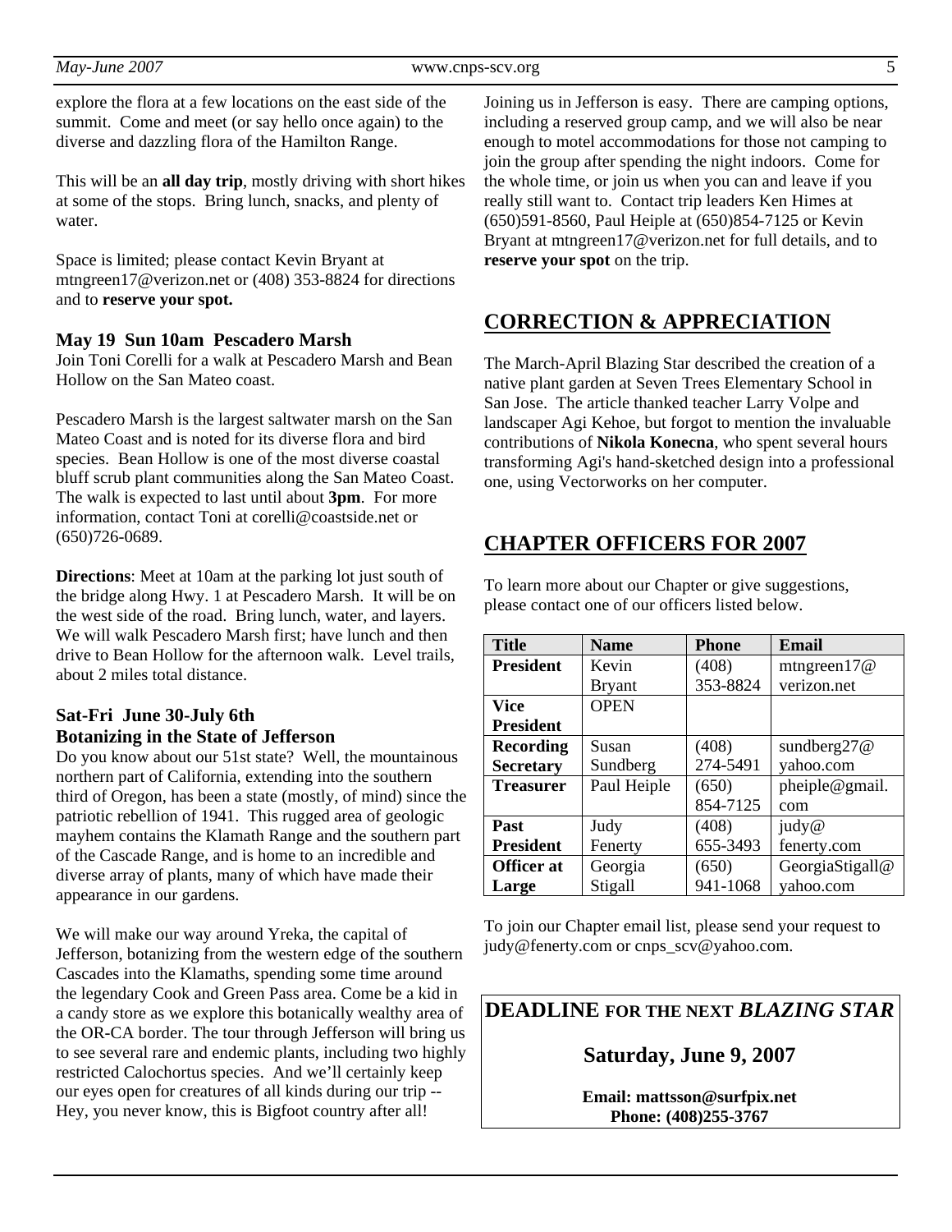explore the flora at a few locations on the east side of the summit. Come and meet (or say hello once again) to the diverse and dazzling flora of the Hamilton Range.

This will be an **all day trip**, mostly driving with short hikes at some of the stops. Bring lunch, snacks, and plenty of water.

Space is limited; please contact Kevin Bryant at mtngreen17@verizon.net or (408) 353-8824 for directions and to **reserve your spot.**

### May 19 Sun 10am Pescadero Marsh

Join Toni Corelli for a walk at Pescadero Marsh and Bean Hollow on the San Mateo coast.

Pescadero Marsh is the largest saltwater marsh on the San Mateo Coast and is noted for its diverse flora and bird species. Bean Hollow is one of the most diverse coastal bluff scrub plant communities along the San Mateo Coast. The walk is expected to last until about **3pm**. For more information, contact Toni at corelli@coastside.net or (650)726-0689.

**Directions**: Meet at 10am at the parking lot just south of the bridge along Hwy. 1 at Pescadero Marsh. It will be on the west side of the road. Bring lunch, water, and layers. We will walk Pescadero Marsh first; have lunch and then drive to Bean Hollow for the afternoon walk. Level trails, about 2 miles total distance.

### Sat-Fri June 30-July 6th
### Botanizing in the State of Jefferson

Do you know about our 51st state? Well, the mountainous northern part of California, extending into the southern third of Oregon, has been a state (mostly, of mind) since the patriotic rebellion of 1941. This rugged area of geologic mayhem contains the Klamath Range and the southern part of the Cascade Range, and is home to an incredible and diverse array of plants, many of which have made their appearance in our gardens.

We will make our way around Yreka, the capital of Jefferson, botanizing from the western edge of the southern Cascades into the Klamaths, spending some time around the legendary Cook and Green Pass area. Come be a kid in a candy store as we explore this botanically wealthy area of the OR-CA border. The tour through Jefferson will bring us to see several rare and endemic plants, including two highly restricted Calochortus species. And we'll certainly keep our eyes open for creatures of all kinds during our trip -- Hey, you never know, this is Bigfoot country after all!

Joining us in Jefferson is easy. There are camping options, including a reserved group camp, and we will also be near enough to motel accommodations for those not camping to join the group after spending the night indoors. Come for the whole time, or join us when you can and leave if you really still want to. Contact trip leaders Ken Himes at (650)591-8560, Paul Heiple at (650)854-7125 or Kevin Bryant at mtngreen17@verizon.net for full details, and to **reserve your spot** on the trip.

## CORRECTION & APPRECIATION

The March-April Blazing Star described the creation of a native plant garden at Seven Trees Elementary School in San Jose. The article thanked teacher Larry Volpe and landscaper Agi Kehoe, but forgot to mention the invaluable contributions of **Nikola Konecna**, who spent several hours transforming Agi's hand-sketched design into a professional one, using Vectorworks on her computer.

## CHAPTER OFFICERS FOR 2007

To learn more about our Chapter or give suggestions, please contact one of our officers listed below.

| Title | Name | Phone | Email |
|---|---|---|---|
| **President** | Kevin Bryant | (408) 353-8824 | mtngreen17@verizon.net |
| **Vice President** | OPEN | | |
| **Recording Secretary** | Susan Sundberg | (408) 274-5491 | sundberg27@yahoo.com |
| **Treasurer** | Paul Heiple | (650) 854-7125 | pheiple@gmail.com |
| **Past President** | Judy Fenerty | (408) 655-3493 | judy@fenerty.com |
| **Officer at Large** | Georgia Stigall | (650) 941-1068 | GeorgiaStigall@yahoo.com |

To join our Chapter email list, please send your request to judy@fenerty.com or cnps_scv@yahoo.com.

**DEADLINE FOR THE NEXT *BLAZING STAR***

**Saturday, June 9, 2007**

**Email: mattsson@surfpix.net**
**Phone: (408)255-3767**